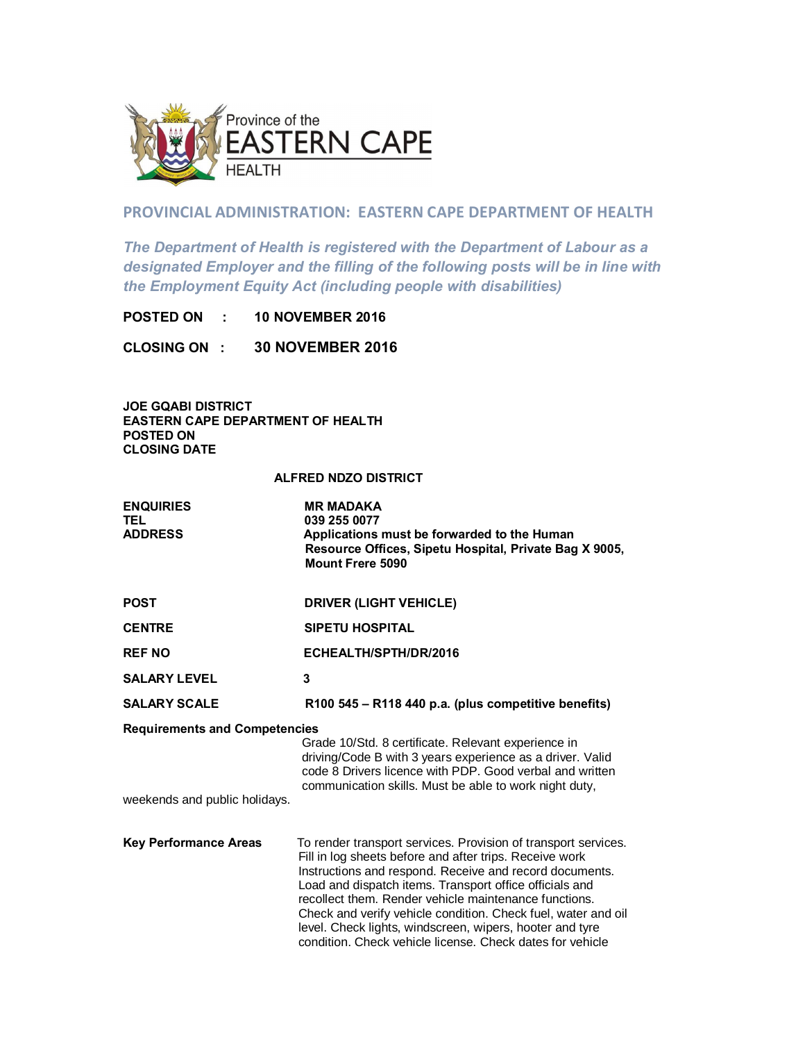Province of the
EASTERN CAPE
HEALTH

## PROVINCIAL ADMINISTRATION: EASTERN CAPE DEPARTMENT OF HEALTH

*The Department of Health is registered with the Department of Labour as a designated Employer and the filling of the following posts will be in line with the Employment Equity Act (including people with disabilities)*

**POSTED ON : 10 NOVEMBER 2016**

**CLOSING ON : 30 NOVEMBER 2016**

**JOE GQABI DISTRICT**
**EASTERN CAPE DEPARTMENT OF HEALTH**
**POSTED ON**
**CLOSING DATE**

**ALFRED NDZO DISTRICT**

| | |
|---|---|
| **ENQUIRIES** | **MR MADAKA** |
| **TEL** | **039 255 0077** |
| **ADDRESS** | **Applications must be forwarded to the Human Resource Offices, Sipetu Hospital, Private Bag X 9005, Mount Frere 5090** |

| | |
|---|---|
| **POST** | **DRIVER (LIGHT VEHICLE)** |
| **CENTRE** | **SIPETU HOSPITAL** |
| **REF NO** | **ECHEALTH/SPTH/DR/2016** |
| **SALARY LEVEL** | **3** |
| **SALARY SCALE** | **R100 545 – R118 440 p.a. (plus competitive benefits)** |

**Requirements and Competencies**

Grade 10/Std. 8 certificate. Relevant experience in driving/Code B with 3 years experience as a driver. Valid code 8 Drivers licence with PDP. Good verbal and written communication skills. Must be able to work night duty, weekends and public holidays.

**Key Performance Areas**

To render transport services. Provision of transport services. Fill in log sheets before and after trips. Receive work Instructions and respond. Receive and record documents. Load and dispatch items. Transport office officials and recollect them. Render vehicle maintenance functions. Check and verify vehicle condition. Check fuel, water and oil level. Check lights, windscreen, wipers, hooter and tyre condition. Check vehicle license. Check dates for vehicle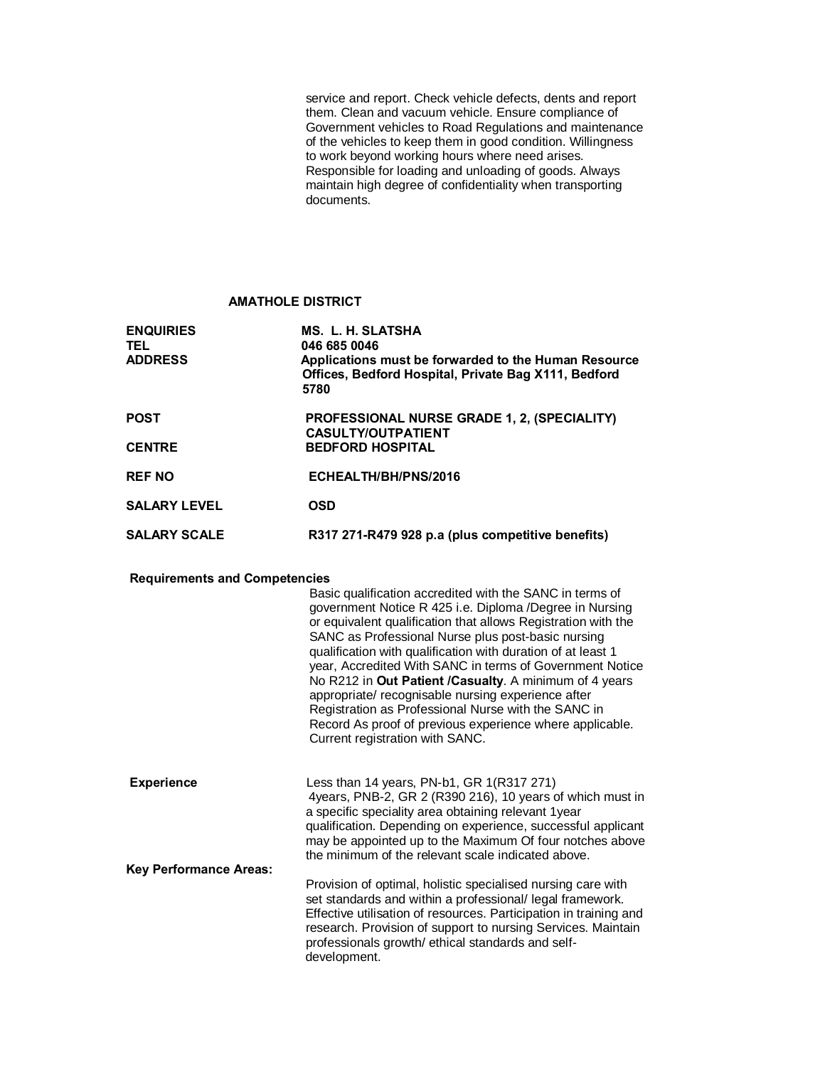service and report. Check vehicle defects, dents and report them. Clean and vacuum vehicle. Ensure compliance of Government vehicles to Road Regulations and maintenance of the vehicles to keep them in good condition. Willingness to work beyond working hours where need arises. Responsible for loading and unloading of goods. Always maintain high degree of confidentiality when transporting documents.

**AMATHOLE DISTRICT**

| | |
|---|---|
| **ENQUIRIES** | **MS. L. H. SLATSHA** |
| **TEL** | **046 685 0046** |
| **ADDRESS** | **Applications must be forwarded to the Human Resource Offices, Bedford Hospital, Private Bag X111, Bedford 5780** |
| **POST** | **PROFESSIONAL NURSE GRADE 1, 2, (SPECIALITY) CASULTY/OUTPATIENT** |
| **CENTRE** | **BEDFORD HOSPITAL** |
| **REF NO** | **ECHEALTH/BH/PNS/2016** |
| **SALARY LEVEL** | **OSD** |
| **SALARY SCALE** | **R317 271-R479 928 p.a (plus competitive benefits)** |

**Requirements and Competencies**

Basic qualification accredited with the SANC in terms of government Notice R 425 i.e. Diploma /Degree in Nursing or equivalent qualification that allows Registration with the SANC as Professional Nurse plus post-basic nursing qualification with qualification with duration of at least 1 year, Accredited With SANC in terms of Government Notice No R212 in **Out Patient /Casualty**. A minimum of 4 years appropriate/ recognisable nursing experience after Registration as Professional Nurse with the SANC in Record As proof of previous experience where applicable. Current registration with SANC.

**Experience**

Less than 14 years, PN-b1, GR 1(R317 271)
4years, PNB-2, GR 2 (R390 216), 10 years of which must in a specific speciality area obtaining relevant 1year qualification. Depending on experience, successful applicant may be appointed up to the Maximum Of four notches above the minimum of the relevant scale indicated above.

**Key Performance Areas:**

Provision of optimal, holistic specialised nursing care with set standards and within a professional/ legal framework. Effective utilisation of resources. Participation in training and research. Provision of support to nursing Services. Maintain professionals growth/ ethical standards and self-development.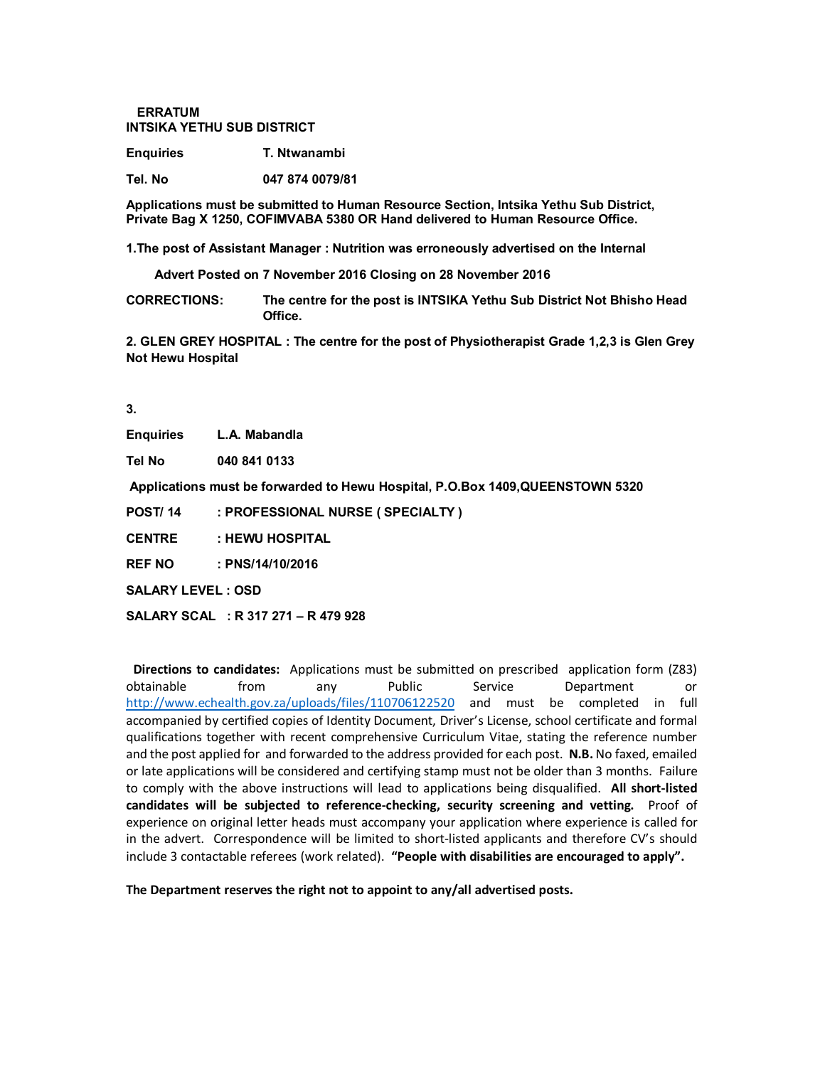**ERRATUM**
**INTSIKA YETHU SUB DISTRICT**

**Enquiries** **T. Ntwanambi**

**Tel. No** **047 874 0079/81**

**Applications must be submitted to Human Resource Section, Intsika Yethu Sub District, Private Bag X 1250, COFIMVABA 5380 OR Hand delivered to Human Resource Office.**

**1.The post of Assistant Manager : Nutrition was erroneously advertised on the Internal**

**Advert Posted on 7 November 2016 Closing on 28 November 2016**

**CORRECTIONS:** **The centre for the post is INTSIKA Yethu Sub District Not Bhisho Head Office.**

**2. GLEN GREY HOSPITAL : The centre for the post of Physiotherapist Grade 1,2,3 is Glen Grey Not Hewu Hospital**

**3.**

**Enquiries** **L.A. Mabandla**

**Tel No** **040 841 0133**

**Applications must be forwarded to Hewu Hospital, P.O.Box 1409,QUEENSTOWN 5320**

**POST/ 14** **: PROFESSIONAL NURSE ( SPECIALTY )**

**CENTRE** **: HEWU HOSPITAL**

**REF NO** **: PNS/14/10/2016**

**SALARY LEVEL : OSD**

**SALARY SCAL : R 317 271 – R 479 928**

**Directions to candidates:** Applications must be submitted on prescribed application form (Z83) obtainable from any Public Service Department or http://www.echealth.gov.za/uploads/files/110706122520 and must be completed in full accompanied by certified copies of Identity Document, Driver's License, school certificate and formal qualifications together with recent comprehensive Curriculum Vitae, stating the reference number and the post applied for and forwarded to the address provided for each post. **N.B.** No faxed, emailed or late applications will be considered and certifying stamp must not be older than 3 months. Failure to comply with the above instructions will lead to applications being disqualified. **All short-listed candidates will be subjected to reference-checking, security screening and vetting.** Proof of experience on original letter heads must accompany your application where experience is called for in the advert. Correspondence will be limited to short-listed applicants and therefore CV's should include 3 contactable referees (work related). **"People with disabilities are encouraged to apply".**

**The Department reserves the right not to appoint to any/all advertised posts.**